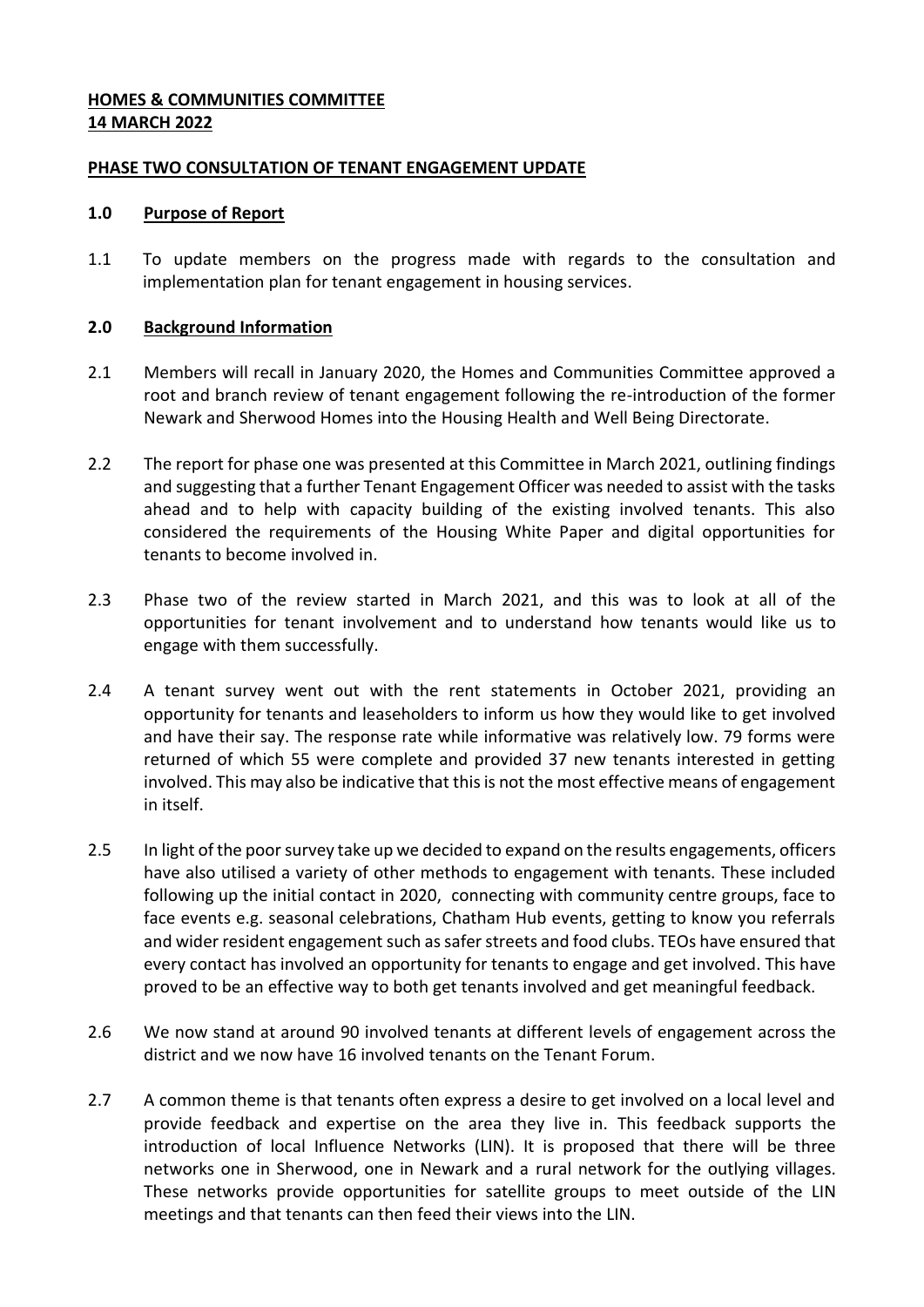**HOMES & COMMUNITIES COMMITTEE**
**14 MARCH 2022**

**PHASE TWO CONSULTATION OF TENANT ENGAGEMENT UPDATE**

**1.0 Purpose of Report**

1.1 To update members on the progress made with regards to the consultation and implementation plan for tenant engagement in housing services.

**2.0 Background Information**

2.1 Members will recall in January 2020, the Homes and Communities Committee approved a root and branch review of tenant engagement following the re-introduction of the former Newark and Sherwood Homes into the Housing Health and Well Being Directorate.

2.2 The report for phase one was presented at this Committee in March 2021, outlining findings and suggesting that a further Tenant Engagement Officer was needed to assist with the tasks ahead and to help with capacity building of the existing involved tenants. This also considered the requirements of the Housing White Paper and digital opportunities for tenants to become involved in.

2.3 Phase two of the review started in March 2021, and this was to look at all of the opportunities for tenant involvement and to understand how tenants would like us to engage with them successfully.

2.4 A tenant survey went out with the rent statements in October 2021, providing an opportunity for tenants and leaseholders to inform us how they would like to get involved and have their say. The response rate while informative was relatively low. 79 forms were returned of which 55 were complete and provided 37 new tenants interested in getting involved. This may also be indicative that this is not the most effective means of engagement in itself.

2.5 In light of the poor survey take up we decided to expand on the results engagements, officers have also utilised a variety of other methods to engagement with tenants. These included following up the initial contact in 2020, connecting with community centre groups, face to face events e.g. seasonal celebrations, Chatham Hub events, getting to know you referrals and wider resident engagement such as safer streets and food clubs. TEOs have ensured that every contact has involved an opportunity for tenants to engage and get involved. This have proved to be an effective way to both get tenants involved and get meaningful feedback.

2.6 We now stand at around 90 involved tenants at different levels of engagement across the district and we now have 16 involved tenants on the Tenant Forum.

2.7 A common theme is that tenants often express a desire to get involved on a local level and provide feedback and expertise on the area they live in. This feedback supports the introduction of local Influence Networks (LIN). It is proposed that there will be three networks one in Sherwood, one in Newark and a rural network for the outlying villages. These networks provide opportunities for satellite groups to meet outside of the LIN meetings and that tenants can then feed their views into the LIN.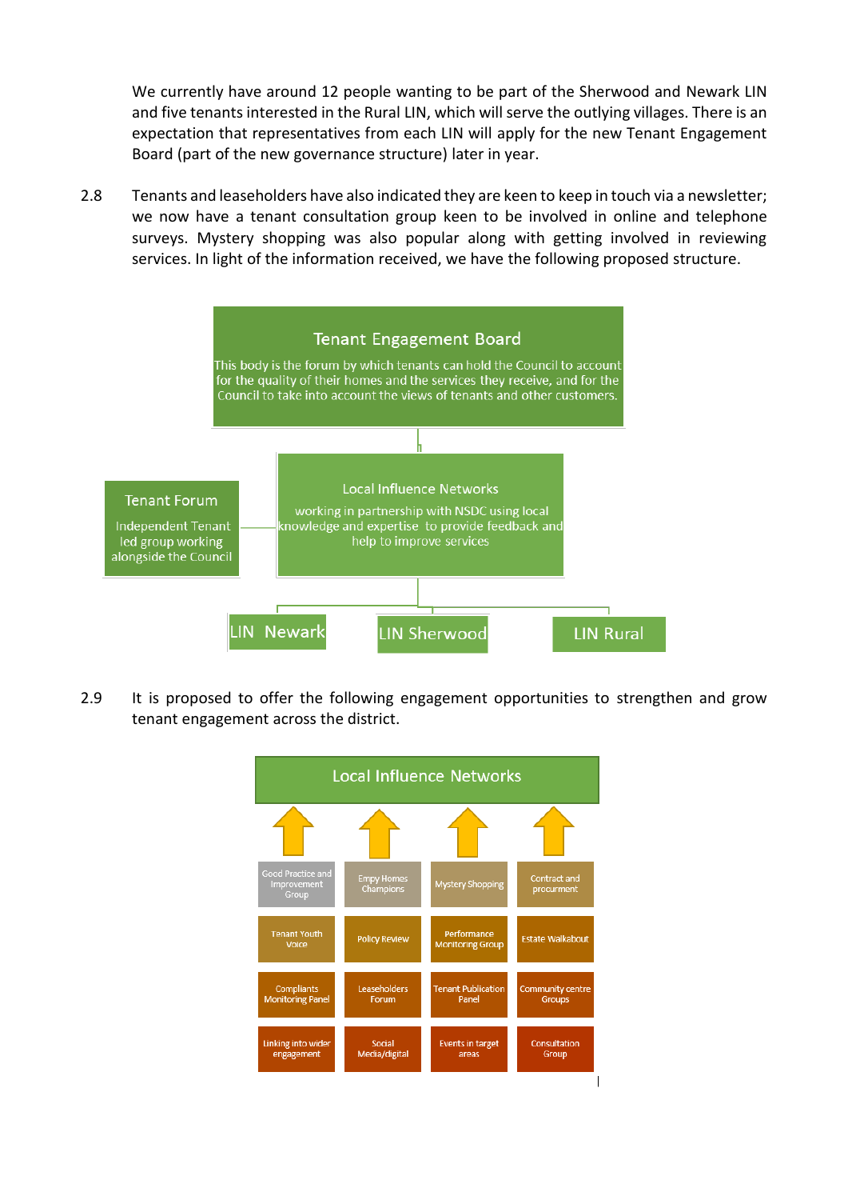We currently have around 12 people wanting to be part of the Sherwood and Newark LIN and five tenants interested in the Rural LIN, which will serve the outlying villages. There is an expectation that representatives from each LIN will apply for the new Tenant Engagement Board (part of the new governance structure) later in year.

2.8 Tenants and leaseholders have also indicated they are keen to keep in touch via a newsletter; we now have a tenant consultation group keen to be involved in online and telephone surveys. Mystery shopping was also popular along with getting involved in reviewing services. In light of the information received, we have the following proposed structure.

**Tenant Engagement Board**

This body is the forum by which tenants can hold the Council to account for the quality of their homes and the services they receive, and for the Council to take into account the views of tenants and other customers.

**Local Influence Networks**

working in partnership with NSDC using local knowledge and expertise to provide feedback and help to improve services

**Tenant Forum**

Independent Tenant led group working alongside the Council

- LIN Newark
- LIN Sherwood
- LIN Rural

2.9 It is proposed to offer the following engagement opportunities to strengthen and grow tenant engagement across the district.

**Local Influence Networks**

| | | | |
|---|---|---|---|
| Good Practice and Improvement Group | Empy Homes Champions | Mystery Shopping | Contract and procurement |
| Tenant Youth Voice | Policy Review | Performance Monitoring Group | Estate Walkabout |
| Compliants Monitoring Panel | Leaseholders Forum | Tenant Publication Panel | Community centre Groups |
| Linking into wider engagement | Social Media/digital | Events in target areas | Consultation Group |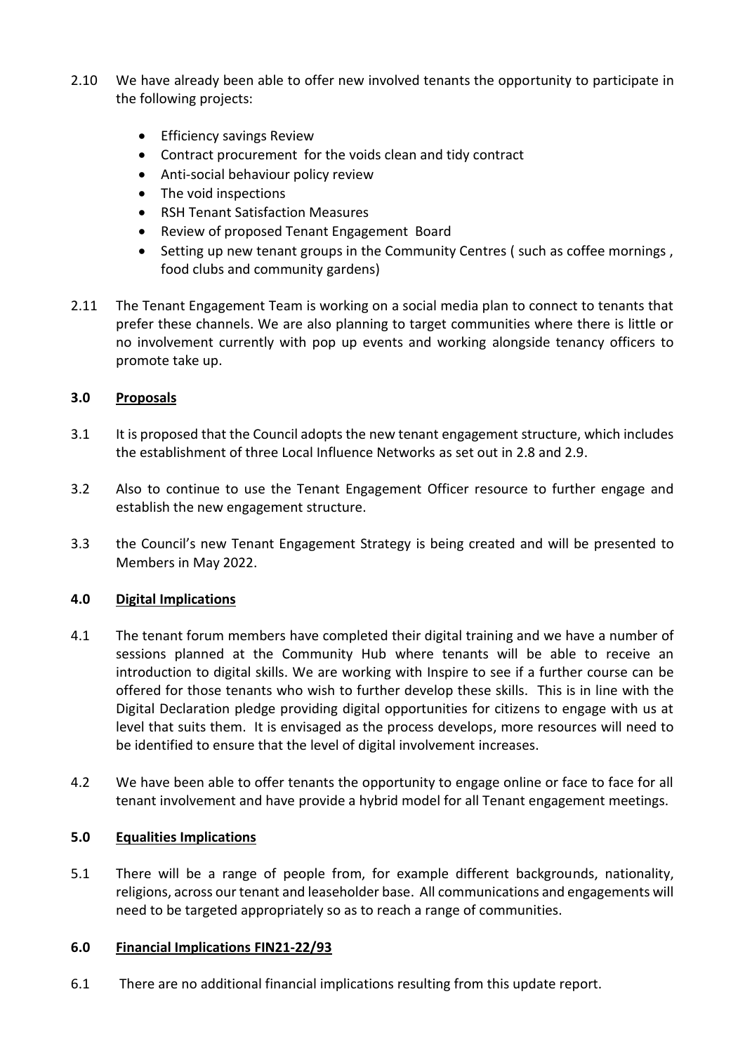2.10 We have already been able to offer new involved tenants the opportunity to participate in the following projects:

- Efficiency savings Review
- Contract procurement for the voids clean and tidy contract
- Anti-social behaviour policy review
- The void inspections
- RSH Tenant Satisfaction Measures
- Review of proposed Tenant Engagement Board
- Setting up new tenant groups in the Community Centres ( such as coffee mornings , food clubs and community gardens)

2.11 The Tenant Engagement Team is working on a social media plan to connect to tenants that prefer these channels. We are also planning to target communities where there is little or no involvement currently with pop up events and working alongside tenancy officers to promote take up.

## 3.0 Proposals

3.1 It is proposed that the Council adopts the new tenant engagement structure, which includes the establishment of three Local Influence Networks as set out in 2.8 and 2.9.

3.2 Also to continue to use the Tenant Engagement Officer resource to further engage and establish the new engagement structure.

3.3 the Council's new Tenant Engagement Strategy is being created and will be presented to Members in May 2022.

## 4.0 Digital Implications

4.1 The tenant forum members have completed their digital training and we have a number of sessions planned at the Community Hub where tenants will be able to receive an introduction to digital skills. We are working with Inspire to see if a further course can be offered for those tenants who wish to further develop these skills. This is in line with the Digital Declaration pledge providing digital opportunities for citizens to engage with us at level that suits them. It is envisaged as the process develops, more resources will need to be identified to ensure that the level of digital involvement increases.

4.2 We have been able to offer tenants the opportunity to engage online or face to face for all tenant involvement and have provide a hybrid model for all Tenant engagement meetings.

## 5.0 Equalities Implications

5.1 There will be a range of people from, for example different backgrounds, nationality, religions, across our tenant and leaseholder base. All communications and engagements will need to be targeted appropriately so as to reach a range of communities.

## 6.0 Financial Implications FIN21-22/93

6.1 There are no additional financial implications resulting from this update report.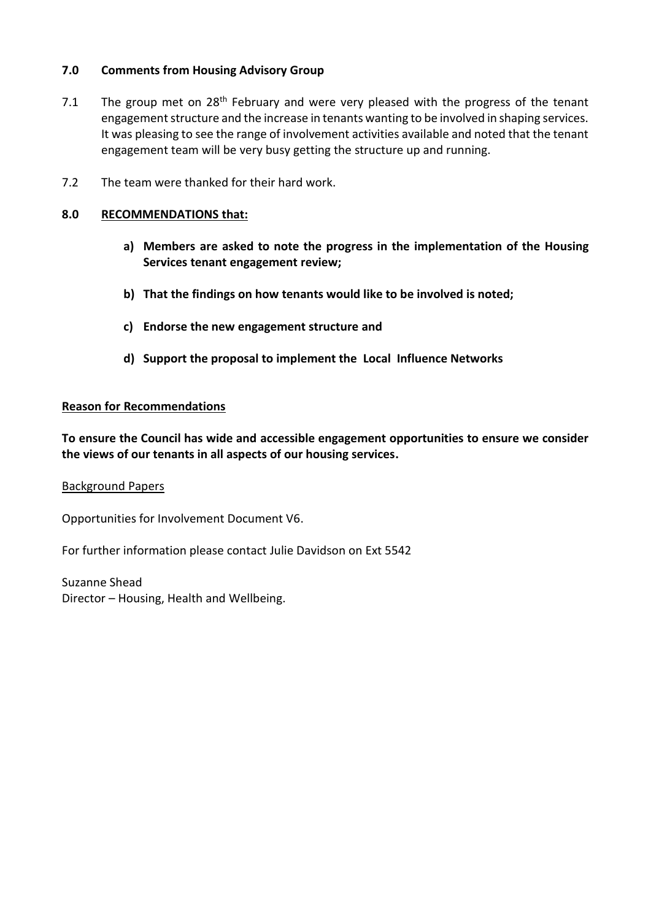## 7.0 Comments from Housing Advisory Group

7.1 The group met on 28th February and were very pleased with the progress of the tenant engagement structure and the increase in tenants wanting to be involved in shaping services. It was pleasing to see the range of involvement activities available and noted that the tenant engagement team will be very busy getting the structure up and running.

7.2 The team were thanked for their hard work.

## 8.0 RECOMMENDATIONS that:

**a) Members are asked to note the progress in the implementation of the Housing Services tenant engagement review;**

**b) That the findings on how tenants would like to be involved is noted;**

**c) Endorse the new engagement structure and**

**d) Support the proposal to implement the Local Influence Networks**

**Reason for Recommendations**

**To ensure the Council has wide and accessible engagement opportunities to ensure we consider the views of our tenants in all aspects of our housing services.**

Background Papers

Opportunities for Involvement Document V6.

For further information please contact Julie Davidson on Ext 5542

Suzanne Shead
Director – Housing, Health and Wellbeing.